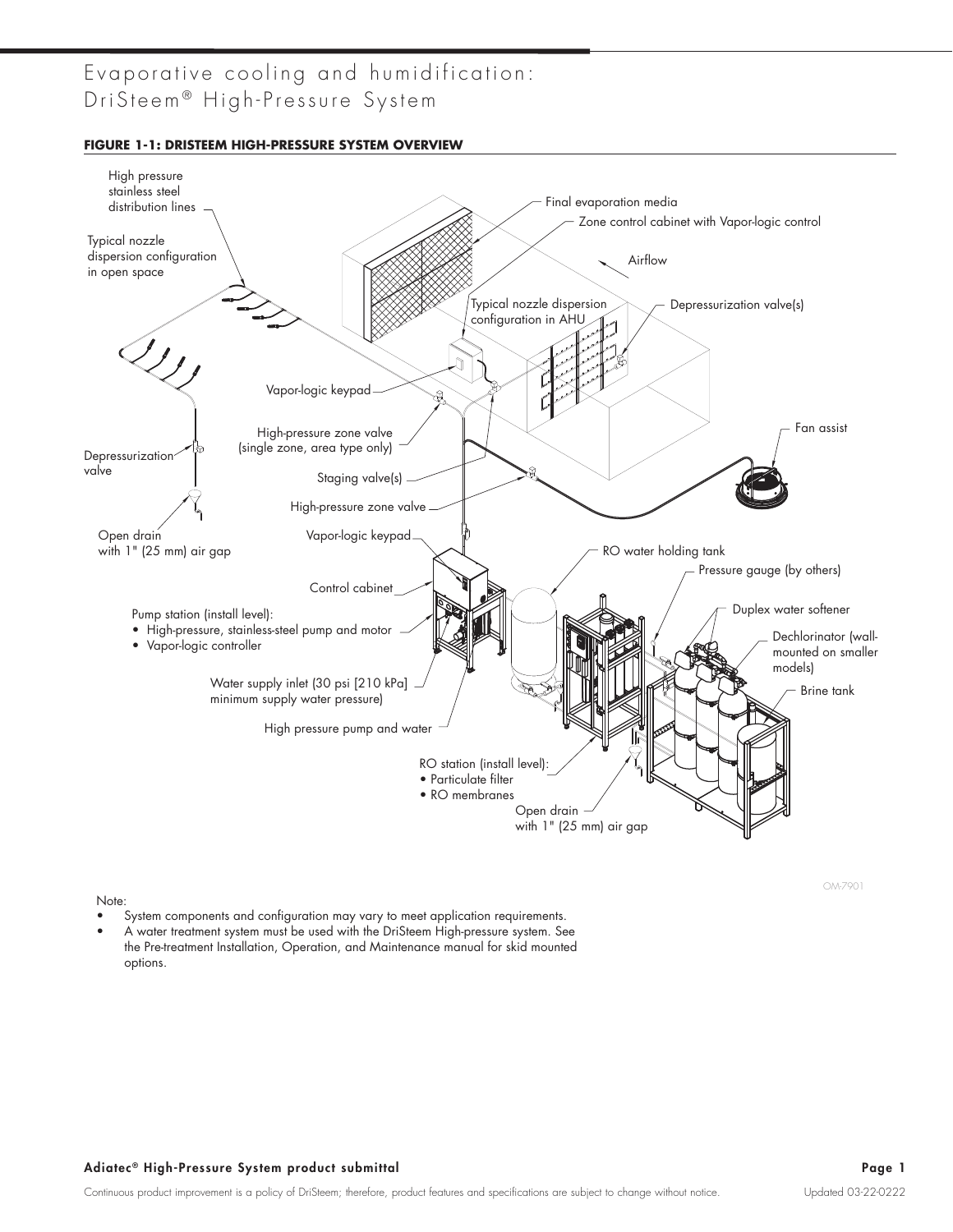# Evaporative cooling and humidification: DriSteem® High-Pressure System

**FIGURE 1-1: DRISTEEM HIGH-PRESSURE SYSTEM OVERVIEW**

High pressure stainless steel distribution lines

Typical nozzle dispersion configuration in open space

Final evaporation media

Zone control cabinet with Vapor-logic control

Airflow

Typical nozzle dispersion configuration in AHU

Depressurization valve(s)

Vapor-logic keypad

Fan assist

High-pressure zone valve (single zone, area type only)

Depressurization valve

Staging valve(s)

High-pressure zone valve

Open drain with 1" (25 mm) air gap

Vapor-logic keypad

RO water holding tank

Pressure gauge (by others)

Control cabinet

Duplex water softener

Pump station (install level):

- High-pressure, stainless-steel pump and motor
- Vapor-logic controller

Dechlorinator (wall-mounted on smaller models)

Brine tank

Water supply inlet (30 psi [210 kPa] minimum supply water pressure)

High pressure pump and water

RO station (install level):

- Particulate filter
- RO membranes

Open drain with 1" (25 mm) air gap

OM-7901

Note:

- System components and configuration may vary to meet application requirements.
- A water treatment system must be used with the DriSteem High-pressure system. See the Pre-treatment Installation, Operation, and Maintenance manual for skid mounted options.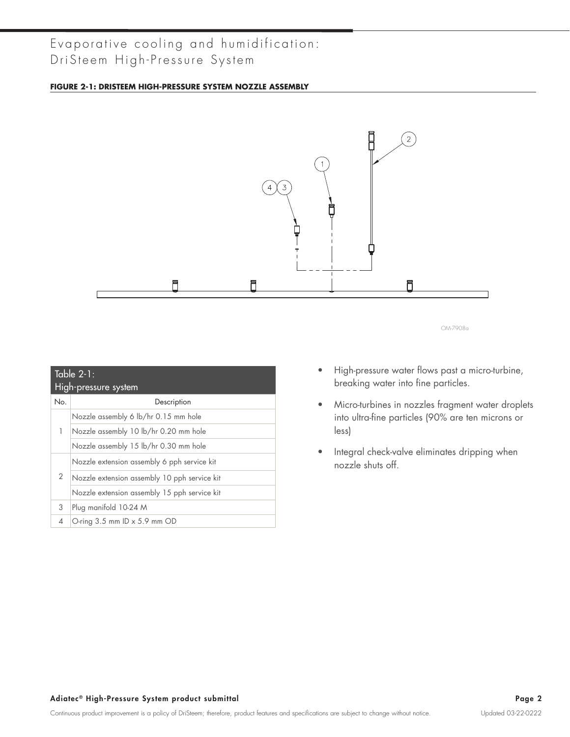# Evaporative cooling and humidification: DriSteem High-Pressure System

**FIGURE 2-1: DRISTEEM HIGH-PRESSURE SYSTEM NOZZLE ASSEMBLY**

OM-7908a

| Table 2-1: High-pressure system | |
|---|---|
| No. | Description |
| 1 | Nozzle assembly 6 lb/hr 0.15 mm hole |
| | Nozzle assembly 10 lb/hr 0.20 mm hole |
| | Nozzle assembly 15 lb/hr 0.30 mm hole |
| 2 | Nozzle extension assembly 6 pph service kit |
| | Nozzle extension assembly 10 pph service kit |
| | Nozzle extension assembly 15 pph service kit |
| 3 | Plug manifold 10-24 M |
| 4 | O-ring 3.5 mm ID x 5.9 mm OD |

- High-pressure water flows past a micro-turbine, breaking water into fine particles.
- Micro-turbines in nozzles fragment water droplets into ultra-fine particles (90% are ten microns or less)
- Integral check-valve eliminates dripping when nozzle shuts off.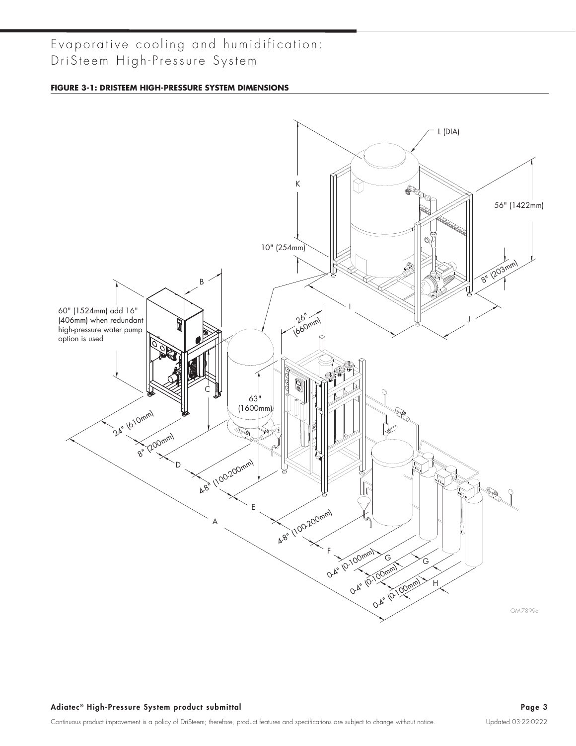# Evaporative cooling and humidification: DriSteem High-Pressure System

**FIGURE 3-1: DRISTEEM HIGH-PRESSURE SYSTEM DIMENSIONS**

L (DIA)

K

56" (1422mm)

10" (254mm)

8" (203mm)

I

J

B

60" (1524mm) add 16" (406mm) when redundant high-pressure water pump option is used

26" (660mm)

C

63" (1600mm)

24" (610mm)

8" (200mm)

D

4-8" (100-200mm)

E

A

4-8" (100-200mm)

F

0-4" (0-100mm)

G

0-4" (0-100mm)

G

0-4" (0-100mm)

H

OM-7899a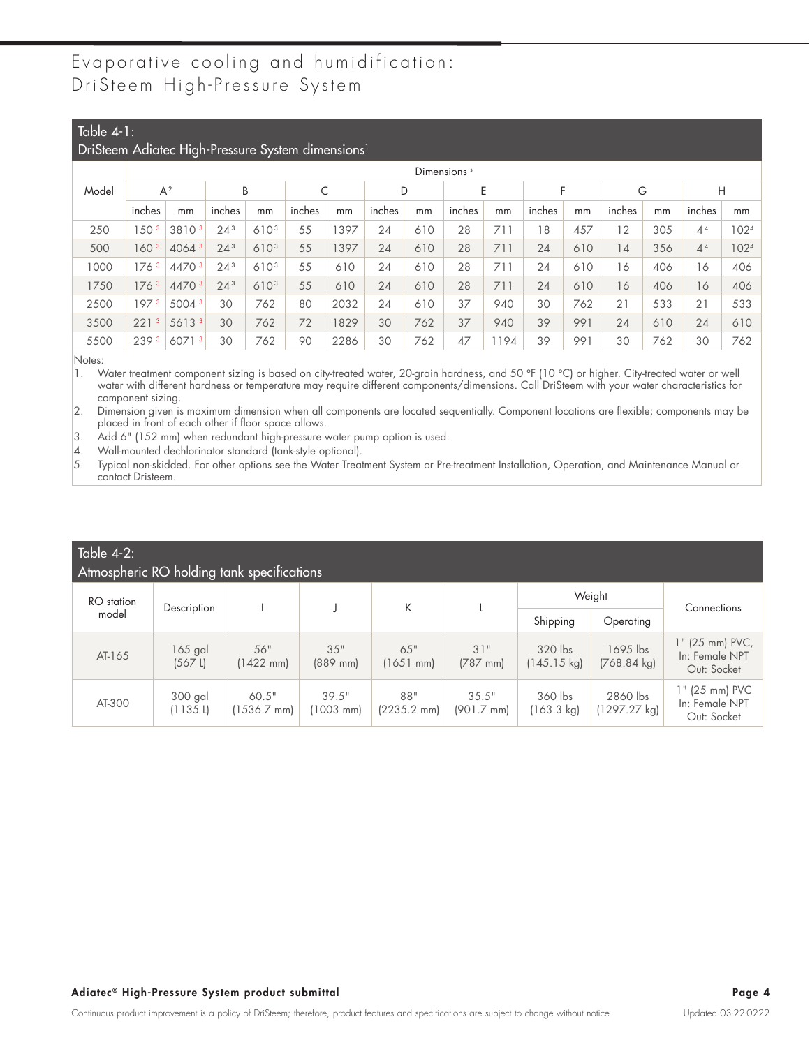# Evaporative cooling and humidification: DriSteem High-Pressure System

## Table 4-1: DriSteem Adiatec High-Pressure System dimensions[1]

| Model | Dimensions [5] | | | | | | | | | | | | | | | |
|---|---|---|---|---|---|---|---|---|---|---|---|---|---|---|---|---|
| | A [2] | | B | | C | | D | | E | | F | | G | | H | |
| | inches | mm | inches | mm | inches | mm | inches | mm | inches | mm | inches | mm | inches | mm | inches | mm |
| 250 | 150 [3] | 3810 [3] | 24 [3] | 610 [3] | 55 | 1397 | 24 | 610 | 28 | 711 | 18 | 457 | 12 | 305 | 4 [4] | 102 [4] |
| 500 | 160 [3] | 4064 [3] | 24 [3] | 610 [3] | 55 | 1397 | 24 | 610 | 28 | 711 | 24 | 610 | 14 | 356 | 4 [4] | 102 [4] |
| 1000 | 176 [3] | 4470 [3] | 24 [3] | 610 [3] | 55 | 610 | 24 | 610 | 28 | 711 | 24 | 610 | 16 | 406 | 16 | 406 |
| 1750 | 176 [3] | 4470 [3] | 24 [3] | 610 [3] | 55 | 610 | 24 | 610 | 28 | 711 | 24 | 610 | 16 | 406 | 16 | 406 |
| 2500 | 197 [3] | 5004 [3] | 30 | 762 | 80 | 2032 | 24 | 610 | 37 | 940 | 30 | 762 | 21 | 533 | 21 | 533 |
| 3500 | 221 [3] | 5613 [3] | 30 | 762 | 72 | 1829 | 30 | 762 | 37 | 940 | 39 | 991 | 24 | 610 | 24 | 610 |
| 5500 | 239 [3] | 6071 [3] | 30 | 762 | 90 | 2286 | 30 | 762 | 47 | 1194 | 39 | 991 | 30 | 762 | 30 | 762 |

Notes:

1. Water treatment component sizing is based on city-treated water, 20-grain hardness, and 50 °F (10 °C) or higher. City-treated water or well water with different hardness or temperature may require different components/dimensions. Call DriSteem with your water characteristics for component sizing.
2. Dimension given is maximum dimension when all components are located sequentially. Component locations are flexible; components may be placed in front of each other if floor space allows.
3. Add 6" (152 mm) when redundant high-pressure water pump option is used.
4. Wall-mounted dechlorinator standard (tank-style optional).
5. Typical non-skidded. For other options see the Water Treatment System or Pre-treatment Installation, Operation, and Maintenance Manual or contact Dristeem.

## Table 4-2: Atmospheric RO holding tank specifications

| RO station model | Description | I | J | K | L | Weight | | Connections |
|---|---|---|---|---|---|---|---|---|
| | | | | | | Shipping | Operating | |
| AT-165 | 165 gal (567 L) | 56" (1422 mm) | 35" (889 mm) | 65" (1651 mm) | 31" (787 mm) | 320 lbs (145.15 kg) | 1695 lbs (768.84 kg) | 1" (25 mm) PVC, In: Female NPT Out: Socket |
| AT-300 | 300 gal (1135 L) | 60.5" (1536.7 mm) | 39.5" (1003 mm) | 88" (2235.2 mm) | 35.5" (901.7 mm) | 360 lbs (163.3 kg) | 2860 lbs (1297.27 kg) | 1" (25 mm) PVC In: Female NPT Out: Socket |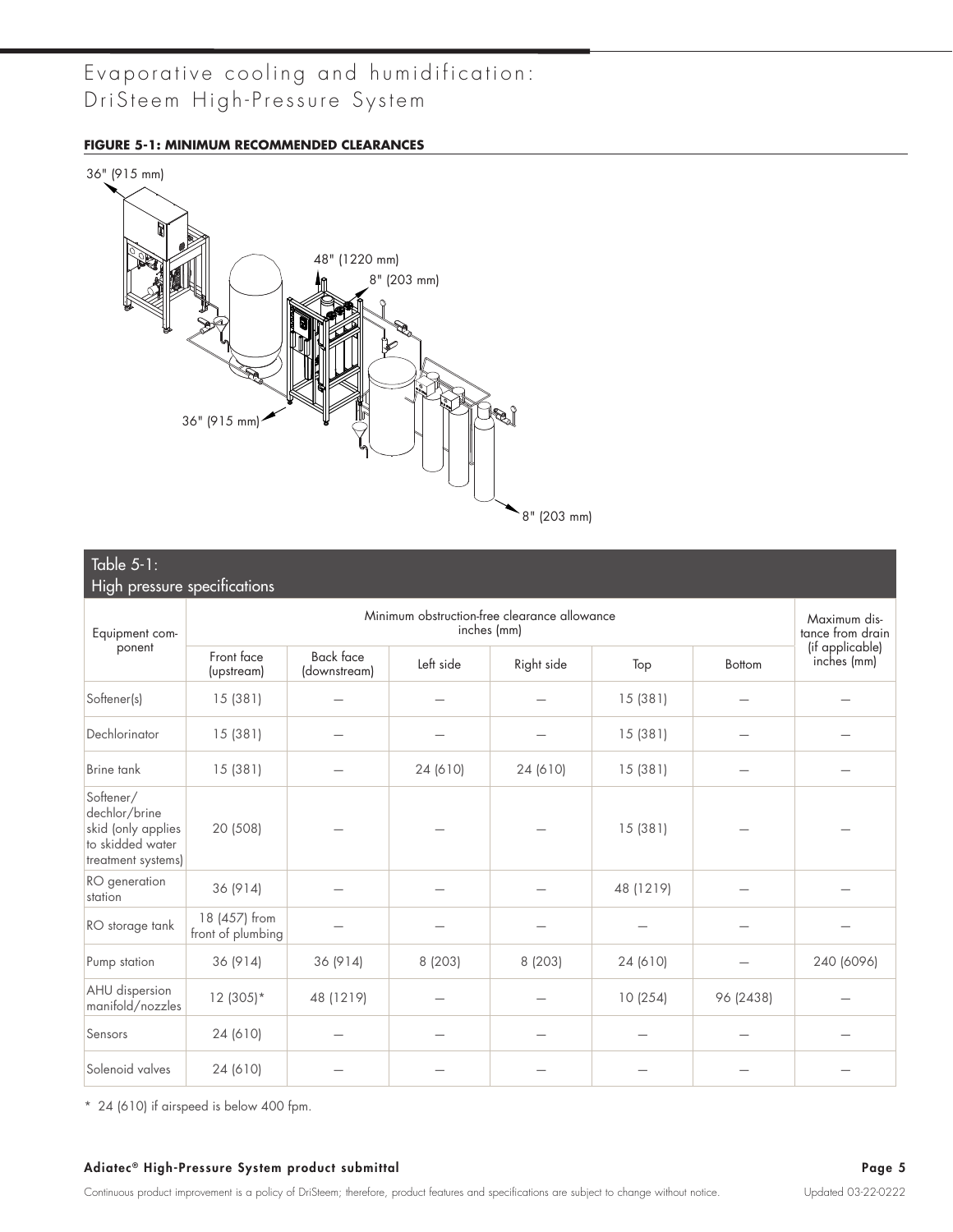# Evaporative cooling and humidification: DriSteem High-Pressure System

**FIGURE 5-1: MINIMUM RECOMMENDED CLEARANCES**

36" (915 mm)

48" (1220 mm)

8" (203 mm)

36" (915 mm)

8" (203 mm)

| Table 5-1: High pressure specifications | | | | | | | |
|---|---|---|---|---|---|---|---|
| Equipment component | Minimum obstruction-free clearance allowance inches (mm) | | | | | | Maximum distance from drain (if applicable) inches (mm) |
| | Front face (upstream) | Back face (downstream) | Left side | Right side | Top | Bottom | |
| Softener(s) | 15 (381) | — | — | — | 15 (381) | — | — |
| Dechlorinator | 15 (381) | — | — | — | 15 (381) | — | — |
| Brine tank | 15 (381) | — | 24 (610) | 24 (610) | 15 (381) | — | — |
| Softener/dechlor/brine skid (only applies to skidded water treatment systems) | 20 (508) | — | — | — | 15 (381) | — | — |
| RO generation station | 36 (914) | — | — | — | 48 (1219) | — | — |
| RO storage tank | 18 (457) from front of plumbing | — | — | — | — | — | — |
| Pump station | 36 (914) | 36 (914) | 8 (203) | 8 (203) | 24 (610) | — | 240 (6096) |
| AHU dispersion manifold/nozzles | 12 (305)* | 48 (1219) | — | — | 10 (254) | 96 (2438) | — |
| Sensors | 24 (610) | — | — | — | — | — | — |
| Solenoid valves | 24 (610) | — | — | — | — | — | — |

* 24 (610) if airspeed is below 400 fpm.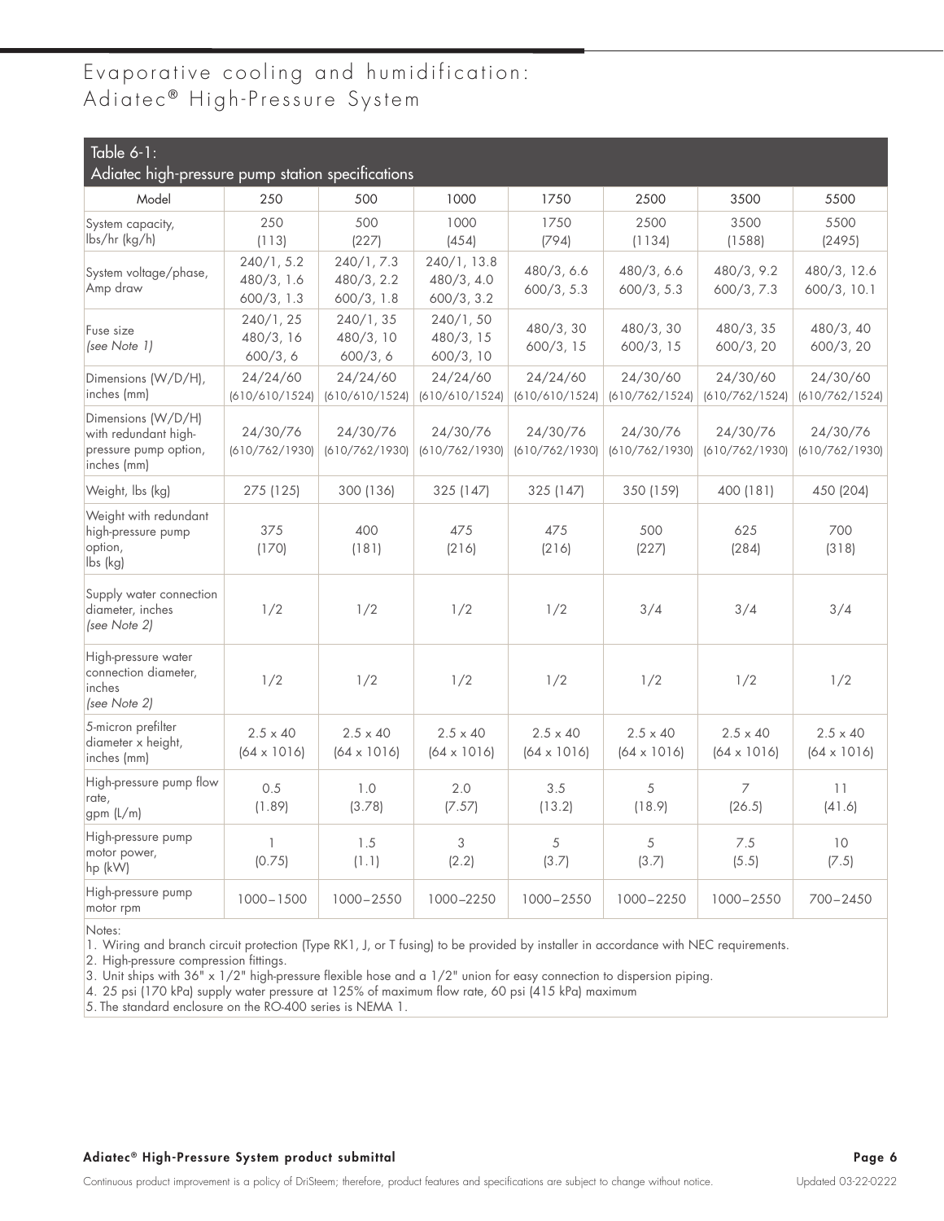# Evaporative cooling and humidification: Adiatec® High-Pressure System

**Table 6-1: Adiatec high-pressure pump station specifications**

| Model | 250 | 500 | 1000 | 1750 | 2500 | 3500 | 5500 |
|---|---|---|---|---|---|---|---|
| System capacity, lbs/hr (kg/h) | 250 (113) | 500 (227) | 1000 (454) | 1750 (794) | 2500 (1134) | 3500 (1588) | 5500 (2495) |
| System voltage/phase, Amp draw | 240/1, 5.2<br>480/3, 1.6<br>600/3, 1.3 | 240/1, 7.3<br>480/3, 2.2<br>600/3, 1.8 | 240/1, 13.8<br>480/3, 4.0<br>600/3, 3.2 | 480/3, 6.6<br>600/3, 5.3 | 480/3, 6.6<br>600/3, 5.3 | 480/3, 9.2<br>600/3, 7.3 | 480/3, 12.6<br>600/3, 10.1 |
| Fuse size *(see Note 1)* | 240/1, 25<br>480/3, 16<br>600/3, 6 | 240/1, 35<br>480/3, 10<br>600/3, 6 | 240/1, 50<br>480/3, 15<br>600/3, 10 | 480/3, 30<br>600/3, 15 | 480/3, 30<br>600/3, 15 | 480/3, 35<br>600/3, 20 | 480/3, 40<br>600/3, 20 |
| Dimensions (W/D/H), inches (mm) | 24/24/60 (610/610/1524) | 24/24/60 (610/610/1524) | 24/24/60 (610/610/1524) | 24/24/60 (610/610/1524) | 24/30/60 (610/762/1524) | 24/30/60 (610/762/1524) | 24/30/60 (610/762/1524) |
| Dimensions (W/D/H) with redundant high-pressure pump option, inches (mm) | 24/30/76 (610/762/1930) | 24/30/76 (610/762/1930) | 24/30/76 (610/762/1930) | 24/30/76 (610/762/1930) | 24/30/76 (610/762/1930) | 24/30/76 (610/762/1930) | 24/30/76 (610/762/1930) |
| Weight, lbs (kg) | 275 (125) | 300 (136) | 325 (147) | 325 (147) | 350 (159) | 400 (181) | 450 (204) |
| Weight with redundant high-pressure pump option, lbs (kg) | 375 (170) | 400 (181) | 475 (216) | 475 (216) | 500 (227) | 625 (284) | 700 (318) |
| Supply water connection diameter, inches *(see Note 2)* | 1/2 | 1/2 | 1/2 | 1/2 | 3/4 | 3/4 | 3/4 |
| High-pressure water connection diameter, inches *(see Note 2)* | 1/2 | 1/2 | 1/2 | 1/2 | 1/2 | 1/2 | 1/2 |
| 5-micron prefilter diameter x height, inches (mm) | 2.5 x 40 (64 x 1016) | 2.5 x 40 (64 x 1016) | 2.5 x 40 (64 x 1016) | 2.5 x 40 (64 x 1016) | 2.5 x 40 (64 x 1016) | 2.5 x 40 (64 x 1016) | 2.5 x 40 (64 x 1016) |
| High-pressure pump flow rate, gpm (L/m) | 0.5 (1.89) | 1.0 (3.78) | 2.0 (7.57) | 3.5 (13.2) | 5 (18.9) | 7 (26.5) | 11 (41.6) |
| High-pressure pump motor power, hp (kW) | 1 (0.75) | 1.5 (1.1) | 3 (2.2) | 5 (3.7) | 5 (3.7) | 7.5 (5.5) | 10 (7.5) |
| High-pressure pump motor rpm | 1000–1500 | 1000–2550 | 1000–2250 | 1000–2550 | 1000–2250 | 1000–2550 | 700–2450 |

Notes:

1. Wiring and branch circuit protection (Type RK1, J, or T fusing) to be provided by installer in accordance with NEC requirements.
2. High-pressure compression fittings.
3. Unit ships with 36" x 1/2" high-pressure flexible hose and a 1/2" union for easy connection to dispersion piping.
4. 25 psi (170 kPa) supply water pressure at 125% of maximum flow rate, 60 psi (415 kPa) maximum
5. The standard enclosure on the RO-400 series is NEMA 1.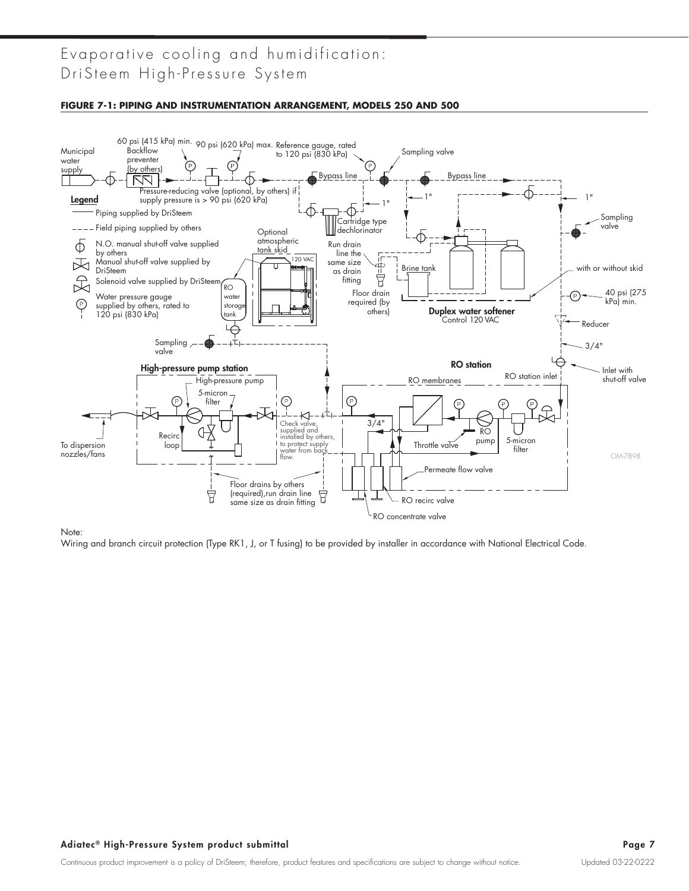# Evaporative cooling and humidification: DriSteem High-Pressure System

**FIGURE 7-1: PIPING AND INSTRUMENTATION ARRANGEMENT, MODELS 250 AND 500**

**Legend**

- Piping supplied by DriSteem
- Field piping supplied by others
- N.O. manual shut-off valve supplied by others
- Manual shut-off valve supplied by DriSteem
- Solenoid valve supplied by DriSteem
- Water pressure gauge supplied by others, rated to 120 psi (830 kPa)

Municipal water supply — Backflow preventer (by others) — 60 psi (415 kPa) min. — 90 psi (620 kPa) max. — Pressure-reducing valve (optional, by others) if supply pressure is > 90 psi (620 kPa) — Reference gauge, rated to 120 psi (830 kPa) — Sampling valve — Bypass line — Bypass line — 1" — 1" — 1" — Cartridge type dechlorinator — Run drain line the same size as drain fitting — Floor drain required (by others) — Brine tank — Duplex water softener Control 120 VAC — with or without skid — Sampling valve — 40 psi (275 kPa) min. — Reducer — 3/4" — Inlet with shut-off valve

Optional atmospheric tank skid — 120 VAC — RO water storage tank — Sampling valve

**High-pressure pump station** — High-pressure pump — 5-micron filter — Recirc loop — To dispersion nozzles/fans — Check valve, supplied and installed by others, to protect supply water from back flow. — Floor drains by others (required), run drain line same size as drain fitting

**RO station** — RO station inlet — RO membranes — 3/4" — Throttle valve — RO pump — 5-micron filter — Permeate flow valve — RO recirc valve — RO concentrate valve

OM-7898

Note:
Wiring and branch circuit protection (Type RK1, J, or T fusing) to be provided by installer in accordance with National Electrical Code.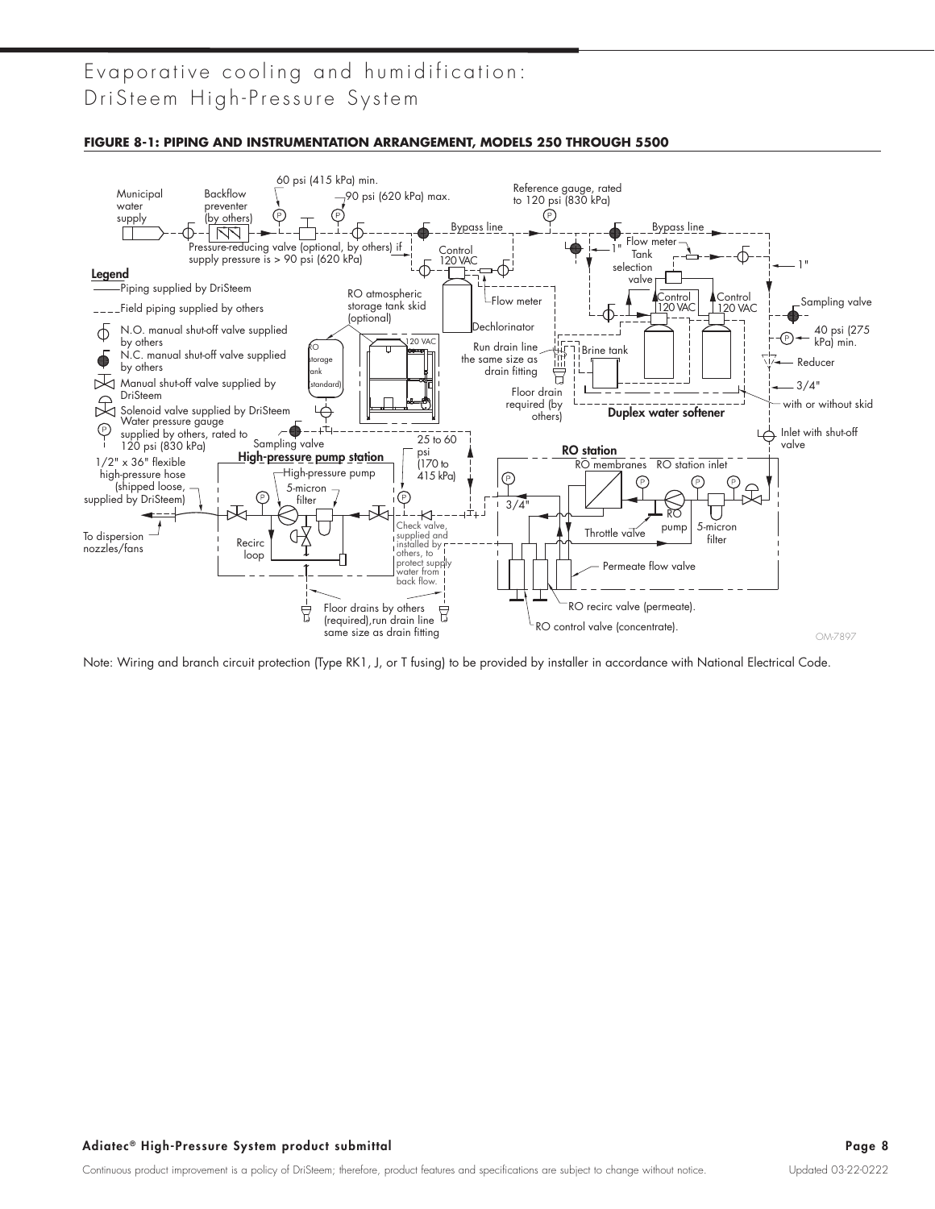# Evaporative cooling and humidification: DriSteem High-Pressure System

**FIGURE 8-1: PIPING AND INSTRUMENTATION ARRANGEMENT, MODELS 250 THROUGH 5500**

Note: Wiring and branch circuit protection (Type RK1, J, or T fusing) to be provided by installer in accordance with National Electrical Code.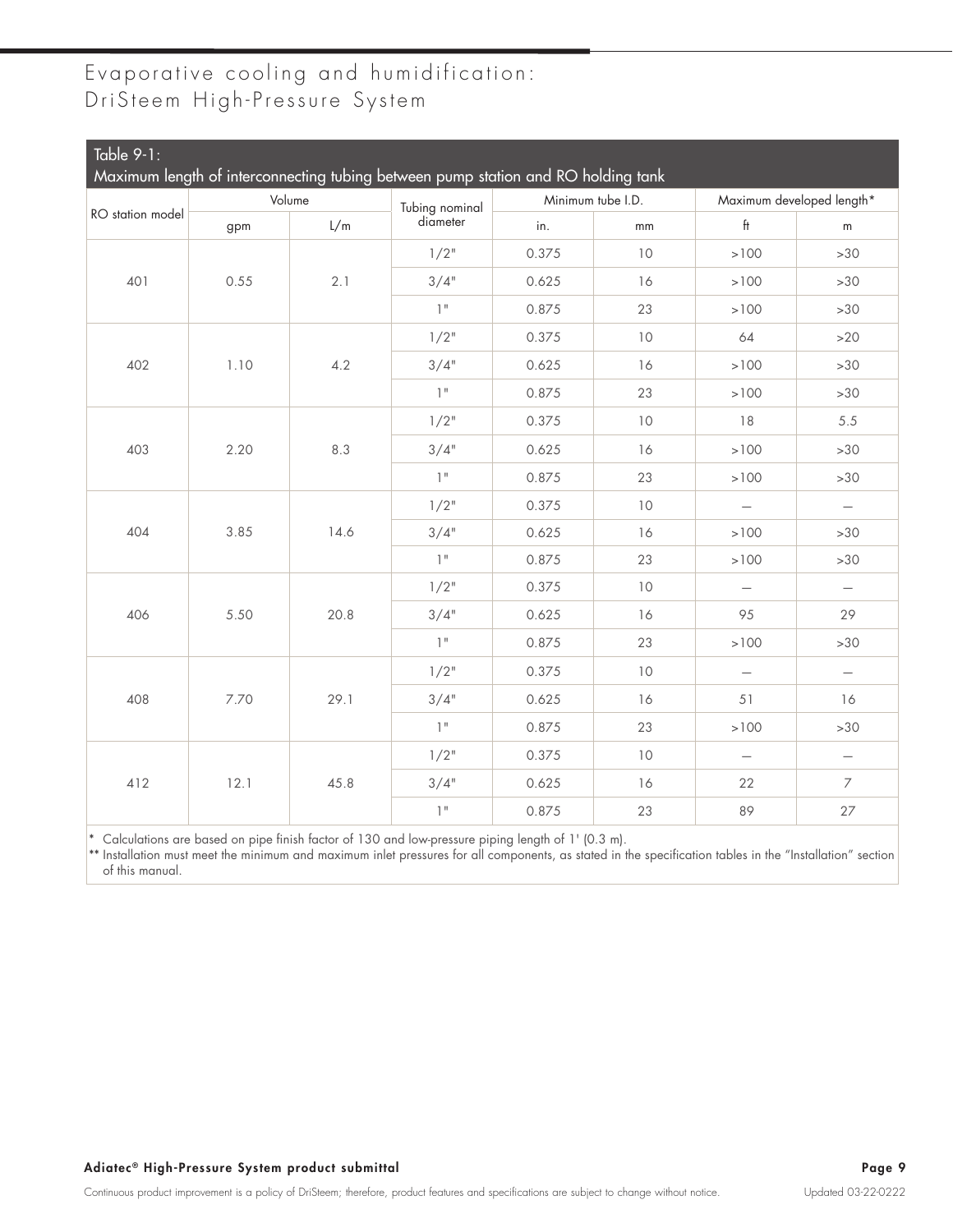# Evaporative cooling and humidification: DriSteem High-Pressure System

Table 9-1:
Maximum length of interconnecting tubing between pump station and RO holding tank

| RO station model | Volume | | Tubing nominal diameter | Minimum tube I.D. | | Maximum developed length* | |
|---|---|---|---|---|---|---|---|
| | gpm | L/m | | in. | mm | ft | m |
| 401 | 0.55 | 2.1 | 1/2" | 0.375 | 10 | >100 | >30 |
| | | | 3/4" | 0.625 | 16 | >100 | >30 |
| | | | 1" | 0.875 | 23 | >100 | >30 |
| 402 | 1.10 | 4.2 | 1/2" | 0.375 | 10 | 64 | >20 |
| | | | 3/4" | 0.625 | 16 | >100 | >30 |
| | | | 1" | 0.875 | 23 | >100 | >30 |
| 403 | 2.20 | 8.3 | 1/2" | 0.375 | 10 | 18 | 5.5 |
| | | | 3/4" | 0.625 | 16 | >100 | >30 |
| | | | 1" | 0.875 | 23 | >100 | >30 |
| 404 | 3.85 | 14.6 | 1/2" | 0.375 | 10 | — | — |
| | | | 3/4" | 0.625 | 16 | >100 | >30 |
| | | | 1" | 0.875 | 23 | >100 | >30 |
| 406 | 5.50 | 20.8 | 1/2" | 0.375 | 10 | — | — |
| | | | 3/4" | 0.625 | 16 | 95 | 29 |
| | | | 1" | 0.875 | 23 | >100 | >30 |
| 408 | 7.70 | 29.1 | 1/2" | 0.375 | 10 | — | — |
| | | | 3/4" | 0.625 | 16 | 51 | 16 |
| | | | 1" | 0.875 | 23 | >100 | >30 |
| 412 | 12.1 | 45.8 | 1/2" | 0.375 | 10 | — | — |
| | | | 3/4" | 0.625 | 16 | 22 | 7 |
| | | | 1" | 0.875 | 23 | 89 | 27 |

* Calculations are based on pipe finish factor of 130 and low-pressure piping length of 1' (0.3 m).

** Installation must meet the minimum and maximum inlet pressures for all components, as stated in the specification tables in the "Installation" section of this manual.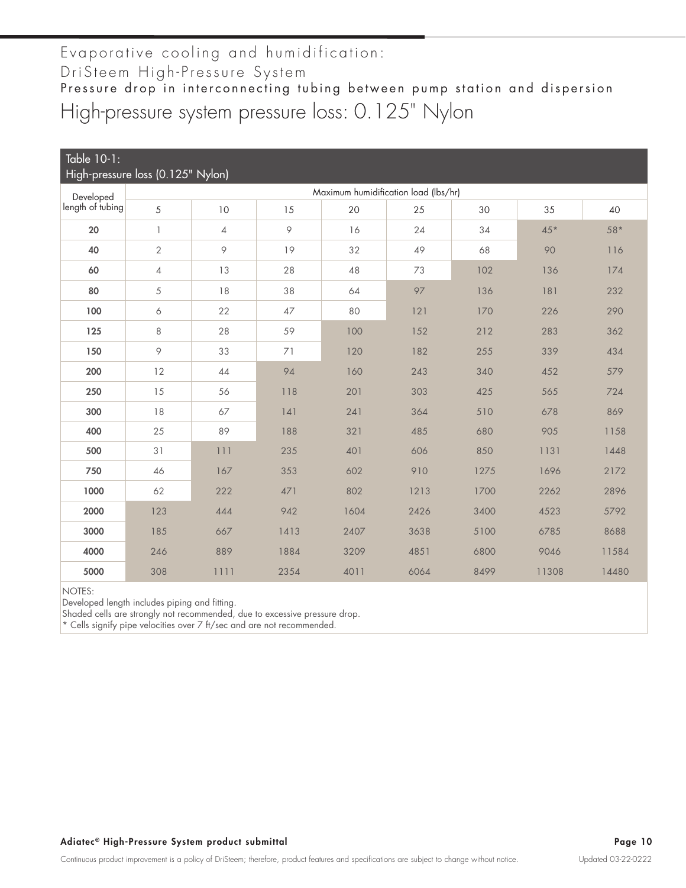Evaporative cooling and humidification:

DriSteem High-Pressure System

Pressure drop in interconnecting tubing between pump station and dispersion

# High-pressure system pressure loss: 0.125" Nylon

**Table 10-1:**
**High-pressure loss (0.125" Nylon)**

| Developed length of tubing | Maximum humidification load (lbs/hr) | | | | | | | |
|---|---|---|---|---|---|---|---|---|
| | 5 | 10 | 15 | 20 | 25 | 30 | 35 | 40 |
| **20** | 1 | 4 | 9 | 16 | 24 | 34 | 45* | 58* |
| **40** | 2 | 9 | 19 | 32 | 49 | 68 | 90 | 116 |
| **60** | 4 | 13 | 28 | 48 | 73 | 102 | 136 | 174 |
| **80** | 5 | 18 | 38 | 64 | 97 | 136 | 181 | 232 |
| **100** | 6 | 22 | 47 | 80 | 121 | 170 | 226 | 290 |
| **125** | 8 | 28 | 59 | 100 | 152 | 212 | 283 | 362 |
| **150** | 9 | 33 | 71 | 120 | 182 | 255 | 339 | 434 |
| **200** | 12 | 44 | 94 | 160 | 243 | 340 | 452 | 579 |
| **250** | 15 | 56 | 118 | 201 | 303 | 425 | 565 | 724 |
| **300** | 18 | 67 | 141 | 241 | 364 | 510 | 678 | 869 |
| **400** | 25 | 89 | 188 | 321 | 485 | 680 | 905 | 1158 |
| **500** | 31 | 111 | 235 | 401 | 606 | 850 | 1131 | 1448 |
| **750** | 46 | 167 | 353 | 602 | 910 | 1275 | 1696 | 2172 |
| **1000** | 62 | 222 | 471 | 802 | 1213 | 1700 | 2262 | 2896 |
| **2000** | 123 | 444 | 942 | 1604 | 2426 | 3400 | 4523 | 5792 |
| **3000** | 185 | 667 | 1413 | 2407 | 3638 | 5100 | 6785 | 8688 |
| **4000** | 246 | 889 | 1884 | 3209 | 4851 | 6800 | 9046 | 11584 |
| **5000** | 308 | 1111 | 2354 | 4011 | 6064 | 8499 | 11308 | 14480 |

NOTES:
Developed length includes piping and fitting.
Shaded cells are strongly not recommended, due to excessive pressure drop.
* Cells signify pipe velocities over 7 ft/sec and are not recommended.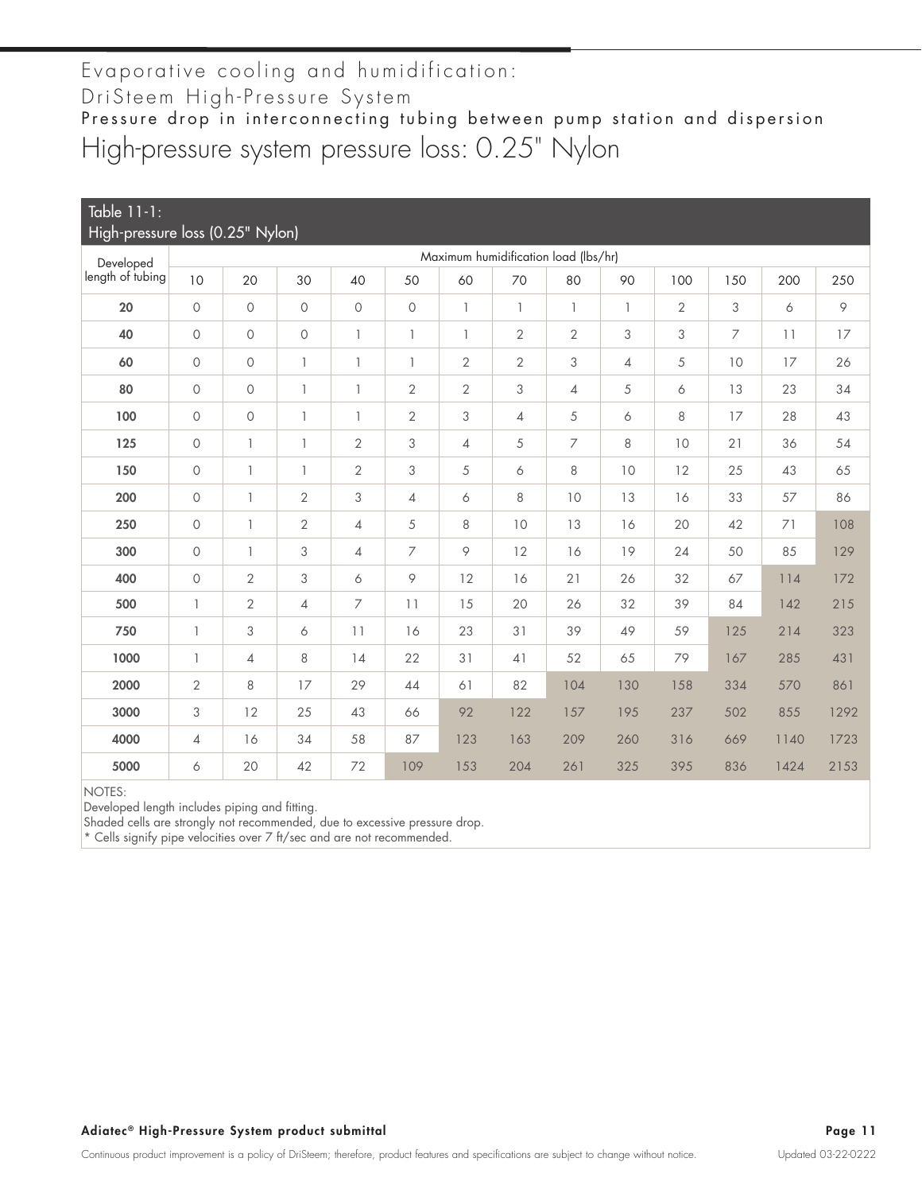Evaporative cooling and humidification:

DriSteem High-Pressure System

Pressure drop in interconnecting tubing between pump station and dispersion

# High-pressure system pressure loss: 0.25" Nylon

Table 11-1:
High-pressure loss (0.25" Nylon)

| Developed length of tubing | Maximum humidification load (lbs/hr) | | | | | | | | | | | | |
|---|---|---|---|---|---|---|---|---|---|---|---|---|---|
| | 10 | 20 | 30 | 40 | 50 | 60 | 70 | 80 | 90 | 100 | 150 | 200 | 250 |
| **20** | 0 | 0 | 0 | 0 | 0 | 1 | 1 | 1 | 1 | 2 | 3 | 6 | 9 |
| **40** | 0 | 0 | 0 | 1 | 1 | 1 | 2 | 2 | 3 | 3 | 7 | 11 | 17 |
| **60** | 0 | 0 | 1 | 1 | 1 | 2 | 2 | 3 | 4 | 5 | 10 | 17 | 26 |
| **80** | 0 | 0 | 1 | 1 | 2 | 2 | 3 | 4 | 5 | 6 | 13 | 23 | 34 |
| **100** | 0 | 0 | 1 | 1 | 2 | 3 | 4 | 5 | 6 | 8 | 17 | 28 | 43 |
| **125** | 0 | 1 | 1 | 2 | 3 | 4 | 5 | 7 | 8 | 10 | 21 | 36 | 54 |
| **150** | 0 | 1 | 1 | 2 | 3 | 5 | 6 | 8 | 10 | 12 | 25 | 43 | 65 |
| **200** | 0 | 1 | 2 | 3 | 4 | 6 | 8 | 10 | 13 | 16 | 33 | 57 | 86 |
| **250** | 0 | 1 | 2 | 4 | 5 | 8 | 10 | 13 | 16 | 20 | 42 | 71 | 108 |
| **300** | 0 | 1 | 3 | 4 | 7 | 9 | 12 | 16 | 19 | 24 | 50 | 85 | 129 |
| **400** | 0 | 2 | 3 | 6 | 9 | 12 | 16 | 21 | 26 | 32 | 67 | 114 | 172 |
| **500** | 1 | 2 | 4 | 7 | 11 | 15 | 20 | 26 | 32 | 39 | 84 | 142 | 215 |
| **750** | 1 | 3 | 6 | 11 | 16 | 23 | 31 | 39 | 49 | 59 | 125 | 214 | 323 |
| **1000** | 1 | 4 | 8 | 14 | 22 | 31 | 41 | 52 | 65 | 79 | 167 | 285 | 431 |
| **2000** | 2 | 8 | 17 | 29 | 44 | 61 | 82 | 104 | 130 | 158 | 334 | 570 | 861 |
| **3000** | 3 | 12 | 25 | 43 | 66 | 92 | 122 | 157 | 195 | 237 | 502 | 855 | 1292 |
| **4000** | 4 | 16 | 34 | 58 | 87 | 123 | 163 | 209 | 260 | 316 | 669 | 1140 | 1723 |
| **5000** | 6 | 20 | 42 | 72 | 109 | 153 | 204 | 261 | 325 | 395 | 836 | 1424 | 2153 |

NOTES:
Developed length includes piping and fitting.
Shaded cells are strongly not recommended, due to excessive pressure drop.
* Cells signify pipe velocities over 7 ft/sec and are not recommended.

**Adiatec® High-Pressure System product submittal**

Continuous product improvement is a policy of DriSteem; therefore, product features and specifications are subject to change without notice. Updated 03-22-0222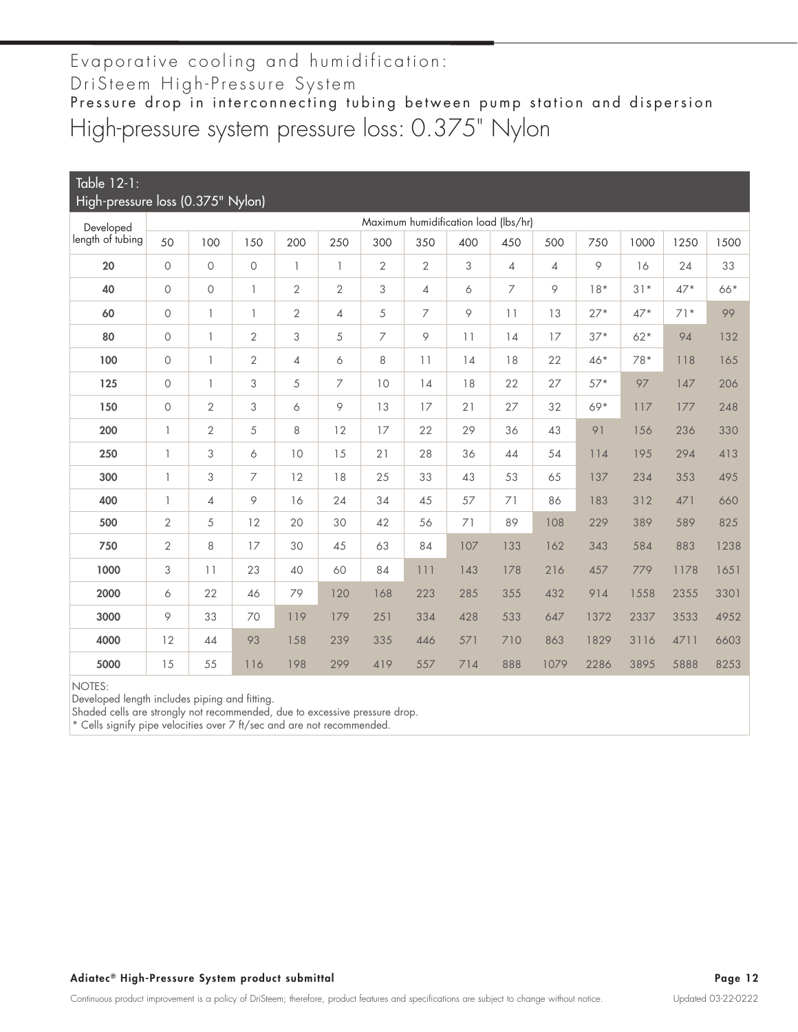Evaporative cooling and humidification:

DriSteem High-Pressure System

Pressure drop in interconnecting tubing between pump station and dispersion

# High-pressure system pressure loss: 0.375" Nylon

**Table 12-1: High-pressure loss (0.375" Nylon)**

| Developed length of tubing | Maximum humidification load (lbs/hr) | | | | | | | | | | | | | |
|---|---|---|---|---|---|---|---|---|---|---|---|---|---|---|
| | 50 | 100 | 150 | 200 | 250 | 300 | 350 | 400 | 450 | 500 | 750 | 1000 | 1250 | 1500 |
| **20** | 0 | 0 | 0 | 1 | 1 | 2 | 2 | 3 | 4 | 4 | 9 | 16 | 24 | 33 |
| **40** | 0 | 0 | 1 | 2 | 2 | 3 | 4 | 6 | 7 | 9 | 18* | 31* | 47* | 66* |
| **60** | 0 | 1 | 1 | 2 | 4 | 5 | 7 | 9 | 11 | 13 | 27* | 47* | 71* | 99 |
| **80** | 0 | 1 | 2 | 3 | 5 | 7 | 9 | 11 | 14 | 17 | 37* | 62* | 94 | 132 |
| **100** | 0 | 1 | 2 | 4 | 6 | 8 | 11 | 14 | 18 | 22 | 46* | 78* | 118 | 165 |
| **125** | 0 | 1 | 3 | 5 | 7 | 10 | 14 | 18 | 22 | 27 | 57* | 97 | 147 | 206 |
| **150** | 0 | 2 | 3 | 6 | 9 | 13 | 17 | 21 | 27 | 32 | 69* | 117 | 177 | 248 |
| **200** | 1 | 2 | 5 | 8 | 12 | 17 | 22 | 29 | 36 | 43 | 91 | 156 | 236 | 330 |
| **250** | 1 | 3 | 6 | 10 | 15 | 21 | 28 | 36 | 44 | 54 | 114 | 195 | 294 | 413 |
| **300** | 1 | 3 | 7 | 12 | 18 | 25 | 33 | 43 | 53 | 65 | 137 | 234 | 353 | 495 |
| **400** | 1 | 4 | 9 | 16 | 24 | 34 | 45 | 57 | 71 | 86 | 183 | 312 | 471 | 660 |
| **500** | 2 | 5 | 12 | 20 | 30 | 42 | 56 | 71 | 89 | 108 | 229 | 389 | 589 | 825 |
| **750** | 2 | 8 | 17 | 30 | 45 | 63 | 84 | 107 | 133 | 162 | 343 | 584 | 883 | 1238 |
| **1000** | 3 | 11 | 23 | 40 | 60 | 84 | 111 | 143 | 178 | 216 | 457 | 779 | 1178 | 1651 |
| **2000** | 6 | 22 | 46 | 79 | 120 | 168 | 223 | 285 | 355 | 432 | 914 | 1558 | 2355 | 3301 |
| **3000** | 9 | 33 | 70 | 119 | 179 | 251 | 334 | 428 | 533 | 647 | 1372 | 2337 | 3533 | 4952 |
| **4000** | 12 | 44 | 93 | 158 | 239 | 335 | 446 | 571 | 710 | 863 | 1829 | 3116 | 4711 | 6603 |
| **5000** | 15 | 55 | 116 | 198 | 299 | 419 | 557 | 714 | 888 | 1079 | 2286 | 3895 | 5888 | 8253 |

NOTES:
Developed length includes piping and fitting.
Shaded cells are strongly not recommended, due to excessive pressure drop.
* Cells signify pipe velocities over 7 ft/sec and are not recommended.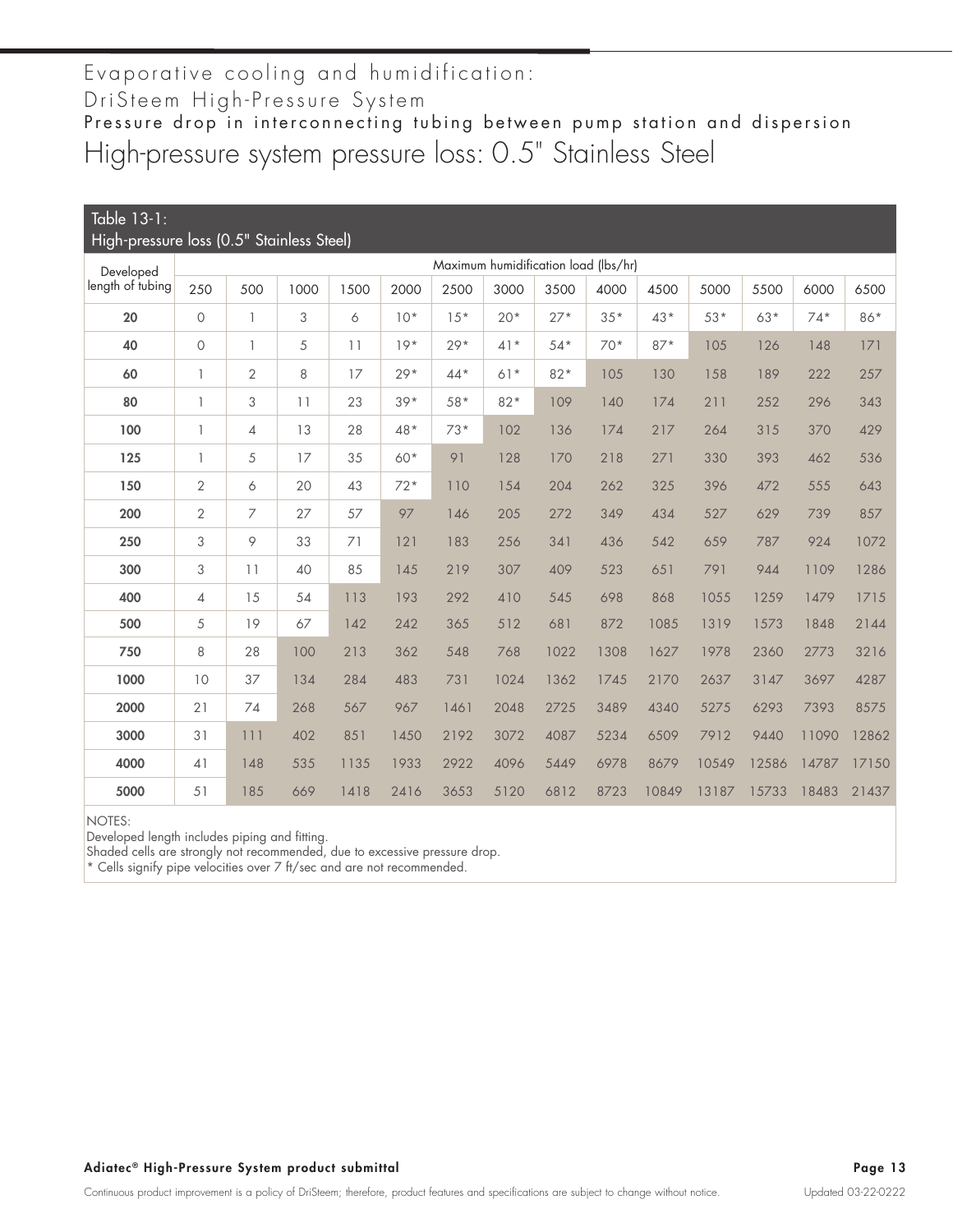Evaporative cooling and humidification:

DriSteem High-Pressure System

Pressure drop in interconnecting tubing between pump station and dispersion

# High-pressure system pressure loss: 0.5" Stainless Steel

**Table 13-1:**
**High-pressure loss (0.5" Stainless Steel)**

| Developed length of tubing | Maximum humidification load (lbs/hr) | | | | | | | | | | | | | |
|---|---|---|---|---|---|---|---|---|---|---|---|---|---|---|
| | 250 | 500 | 1000 | 1500 | 2000 | 2500 | 3000 | 3500 | 4000 | 4500 | 5000 | 5500 | 6000 | 6500 |
| **20** | 0 | 1 | 3 | 6 | 10* | 15* | 20* | 27* | 35* | 43* | 53* | 63* | 74* | 86* |
| **40** | 0 | 1 | 5 | 11 | 19* | 29* | 41* | 54* | 70* | 87* | 105 | 126 | 148 | 171 |
| **60** | 1 | 2 | 8 | 17 | 29* | 44* | 61* | 82* | 105 | 130 | 158 | 189 | 222 | 257 |
| **80** | 1 | 3 | 11 | 23 | 39* | 58* | 82* | 109 | 140 | 174 | 211 | 252 | 296 | 343 |
| **100** | 1 | 4 | 13 | 28 | 48* | 73* | 102 | 136 | 174 | 217 | 264 | 315 | 370 | 429 |
| **125** | 1 | 5 | 17 | 35 | 60* | 91 | 128 | 170 | 218 | 271 | 330 | 393 | 462 | 536 |
| **150** | 2 | 6 | 20 | 43 | 72* | 110 | 154 | 204 | 262 | 325 | 396 | 472 | 555 | 643 |
| **200** | 2 | 7 | 27 | 57 | 97 | 146 | 205 | 272 | 349 | 434 | 527 | 629 | 739 | 857 |
| **250** | 3 | 9 | 33 | 71 | 121 | 183 | 256 | 341 | 436 | 542 | 659 | 787 | 924 | 1072 |
| **300** | 3 | 11 | 40 | 85 | 145 | 219 | 307 | 409 | 523 | 651 | 791 | 944 | 1109 | 1286 |
| **400** | 4 | 15 | 54 | 113 | 193 | 292 | 410 | 545 | 698 | 868 | 1055 | 1259 | 1479 | 1715 |
| **500** | 5 | 19 | 67 | 142 | 242 | 365 | 512 | 681 | 872 | 1085 | 1319 | 1573 | 1848 | 2144 |
| **750** | 8 | 28 | 100 | 213 | 362 | 548 | 768 | 1022 | 1308 | 1627 | 1978 | 2360 | 2773 | 3216 |
| **1000** | 10 | 37 | 134 | 284 | 483 | 731 | 1024 | 1362 | 1745 | 2170 | 2637 | 3147 | 3697 | 4287 |
| **2000** | 21 | 74 | 268 | 567 | 967 | 1461 | 2048 | 2725 | 3489 | 4340 | 5275 | 6293 | 7393 | 8575 |
| **3000** | 31 | 111 | 402 | 851 | 1450 | 2192 | 3072 | 4087 | 5234 | 6509 | 7912 | 9440 | 11090 | 12862 |
| **4000** | 41 | 148 | 535 | 1135 | 1933 | 2922 | 4096 | 5449 | 6978 | 8679 | 10549 | 12586 | 14787 | 17150 |
| **5000** | 51 | 185 | 669 | 1418 | 2416 | 3653 | 5120 | 6812 | 8723 | 10849 | 13187 | 15733 | 18483 | 21437 |

NOTES:
Developed length includes piping and fitting.
Shaded cells are strongly not recommended, due to excessive pressure drop.
* Cells signify pipe velocities over 7 ft/sec and are not recommended.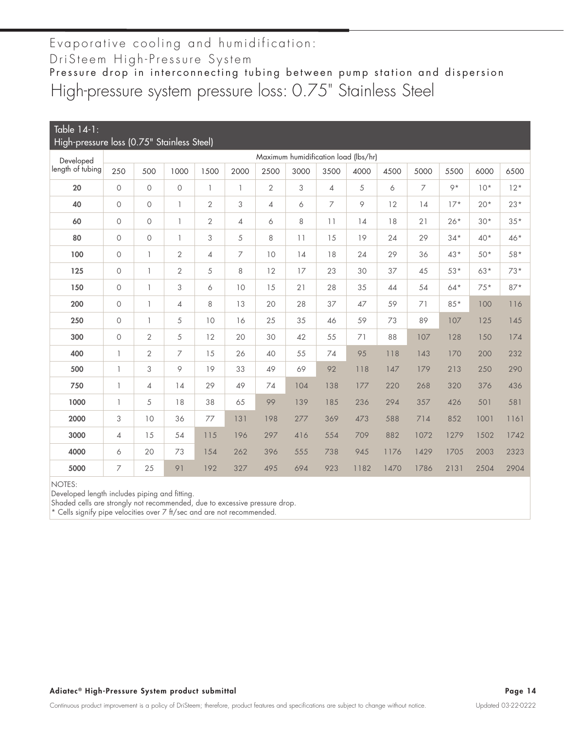Evaporative cooling and humidification:

DriSteem High-Pressure System

**Pressure drop in interconnecting tubing between pump station and dispersion**

# High-pressure system pressure loss: 0.75" Stainless Steel

**Table 14-1: High-pressure loss (0.75" Stainless Steel)**

| Developed length of tubing | Maximum humidification load (lbs/hr) | | | | | | | | | | | | | |
|---|---|---|---|---|---|---|---|---|---|---|---|---|---|---|
| | 250 | 500 | 1000 | 1500 | 2000 | 2500 | 3000 | 3500 | 4000 | 4500 | 5000 | 5500 | 6000 | 6500 |
| **20** | 0 | 0 | 0 | 1 | 1 | 2 | 3 | 4 | 5 | 6 | 7 | 9* | 10* | 12* |
| **40** | 0 | 0 | 1 | 2 | 3 | 4 | 6 | 7 | 9 | 12 | 14 | 17* | 20* | 23* |
| **60** | 0 | 0 | 1 | 2 | 4 | 6 | 8 | 11 | 14 | 18 | 21 | 26* | 30* | 35* |
| **80** | 0 | 0 | 1 | 3 | 5 | 8 | 11 | 15 | 19 | 24 | 29 | 34* | 40* | 46* |
| **100** | 0 | 1 | 2 | 4 | 7 | 10 | 14 | 18 | 24 | 29 | 36 | 43* | 50* | 58* |
| **125** | 0 | 1 | 2 | 5 | 8 | 12 | 17 | 23 | 30 | 37 | 45 | 53* | 63* | 73* |
| **150** | 0 | 1 | 3 | 6 | 10 | 15 | 21 | 28 | 35 | 44 | 54 | 64* | 75* | 87* |
| **200** | 0 | 1 | 4 | 8 | 13 | 20 | 28 | 37 | 47 | 59 | 71 | 85* | 100 | 116 |
| **250** | 0 | 1 | 5 | 10 | 16 | 25 | 35 | 46 | 59 | 73 | 89 | 107 | 125 | 145 |
| **300** | 0 | 2 | 5 | 12 | 20 | 30 | 42 | 55 | 71 | 88 | 107 | 128 | 150 | 174 |
| **400** | 1 | 2 | 7 | 15 | 26 | 40 | 55 | 74 | 95 | 118 | 143 | 170 | 200 | 232 |
| **500** | 1 | 3 | 9 | 19 | 33 | 49 | 69 | 92 | 118 | 147 | 179 | 213 | 250 | 290 |
| **750** | 1 | 4 | 14 | 29 | 49 | 74 | 104 | 138 | 177 | 220 | 268 | 320 | 376 | 436 |
| **1000** | 1 | 5 | 18 | 38 | 65 | 99 | 139 | 185 | 236 | 294 | 357 | 426 | 501 | 581 |
| **2000** | 3 | 10 | 36 | 77 | 131 | 198 | 277 | 369 | 473 | 588 | 714 | 852 | 1001 | 1161 |
| **3000** | 4 | 15 | 54 | 115 | 196 | 297 | 416 | 554 | 709 | 882 | 1072 | 1279 | 1502 | 1742 |
| **4000** | 6 | 20 | 73 | 154 | 262 | 396 | 555 | 738 | 945 | 1176 | 1429 | 1705 | 2003 | 2323 |
| **5000** | 7 | 25 | 91 | 192 | 327 | 495 | 694 | 923 | 1182 | 1470 | 1786 | 2131 | 2504 | 2904 |

NOTES:

Developed length includes piping and fitting.

Shaded cells are strongly not recommended, due to excessive pressure drop.

* Cells signify pipe velocities over 7 ft/sec and are not recommended.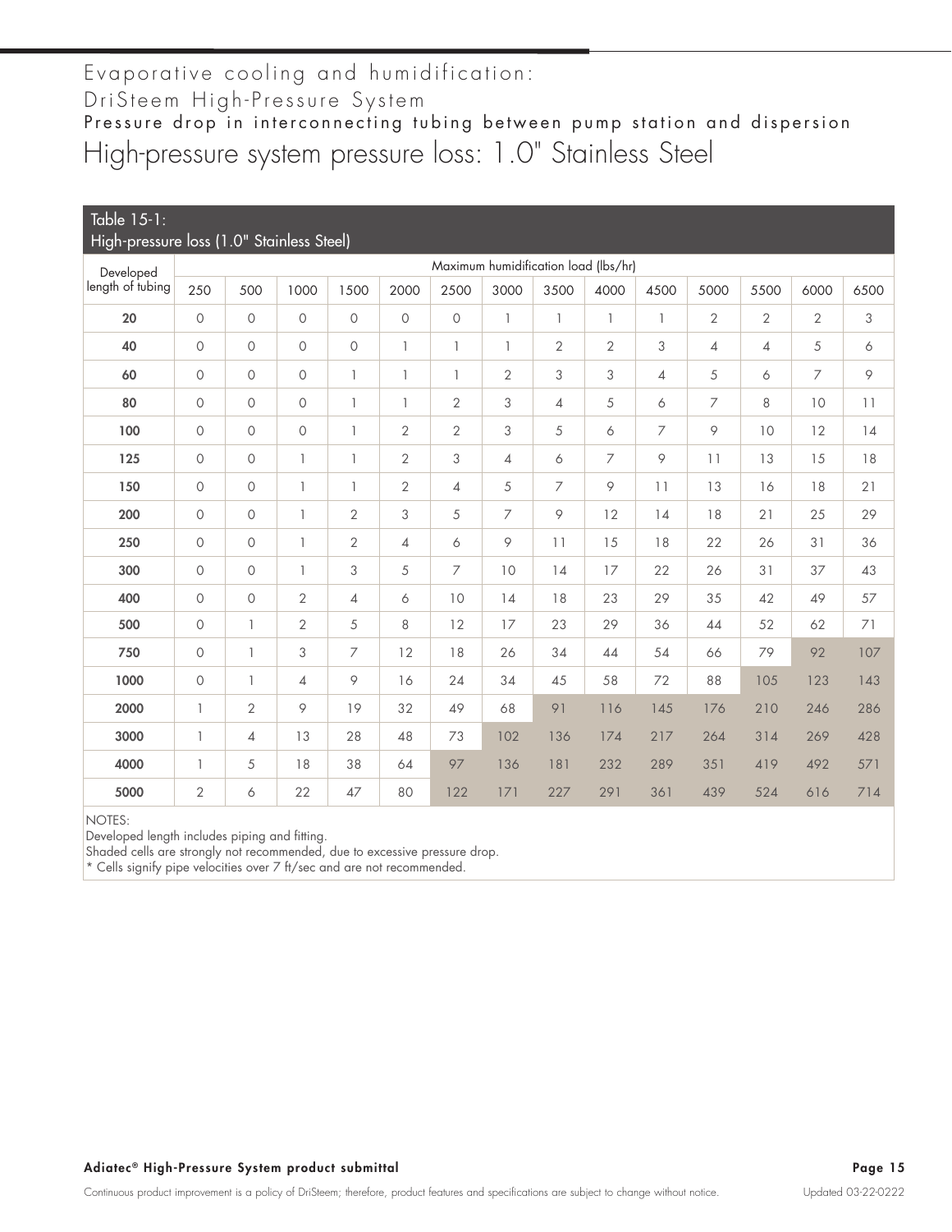Evaporative cooling and humidification:

DriSteem High-Pressure System

Pressure drop in interconnecting tubing between pump station and dispersion

# High-pressure system pressure loss: 1.0" Stainless Steel

Table 15-1:
High-pressure loss (1.0" Stainless Steel)

| Developed length of tubing | Maximum humidification load (lbs/hr) | | | | | | | | | | | | | |
|---|---|---|---|---|---|---|---|---|---|---|---|---|---|---|
| | 250 | 500 | 1000 | 1500 | 2000 | 2500 | 3000 | 3500 | 4000 | 4500 | 5000 | 5500 | 6000 | 6500 |
| **20** | 0 | 0 | 0 | 0 | 0 | 0 | 1 | 1 | 1 | 1 | 2 | 2 | 2 | 3 |
| **40** | 0 | 0 | 0 | 0 | 1 | 1 | 1 | 2 | 2 | 3 | 4 | 4 | 5 | 6 |
| **60** | 0 | 0 | 0 | 1 | 1 | 1 | 2 | 3 | 3 | 4 | 5 | 6 | 7 | 9 |
| **80** | 0 | 0 | 0 | 1 | 1 | 2 | 3 | 4 | 5 | 6 | 7 | 8 | 10 | 11 |
| **100** | 0 | 0 | 0 | 1 | 2 | 2 | 3 | 5 | 6 | 7 | 9 | 10 | 12 | 14 |
| **125** | 0 | 0 | 1 | 1 | 2 | 3 | 4 | 6 | 7 | 9 | 11 | 13 | 15 | 18 |
| **150** | 0 | 0 | 1 | 1 | 2 | 4 | 5 | 7 | 9 | 11 | 13 | 16 | 18 | 21 |
| **200** | 0 | 0 | 1 | 2 | 3 | 5 | 7 | 9 | 12 | 14 | 18 | 21 | 25 | 29 |
| **250** | 0 | 0 | 1 | 2 | 4 | 6 | 9 | 11 | 15 | 18 | 22 | 26 | 31 | 36 |
| **300** | 0 | 0 | 1 | 3 | 5 | 7 | 10 | 14 | 17 | 22 | 26 | 31 | 37 | 43 |
| **400** | 0 | 0 | 2 | 4 | 6 | 10 | 14 | 18 | 23 | 29 | 35 | 42 | 49 | 57 |
| **500** | 0 | 1 | 2 | 5 | 8 | 12 | 17 | 23 | 29 | 36 | 44 | 52 | 62 | 71 |
| **750** | 0 | 1 | 3 | 7 | 12 | 18 | 26 | 34 | 44 | 54 | 66 | 79 | 92 | 107 |
| **1000** | 0 | 1 | 4 | 9 | 16 | 24 | 34 | 45 | 58 | 72 | 88 | 105 | 123 | 143 |
| **2000** | 1 | 2 | 9 | 19 | 32 | 49 | 68 | 91 | 116 | 145 | 176 | 210 | 246 | 286 |
| **3000** | 1 | 4 | 13 | 28 | 48 | 73 | 102 | 136 | 174 | 217 | 264 | 314 | 269 | 428 |
| **4000** | 1 | 5 | 18 | 38 | 64 | 97 | 136 | 181 | 232 | 289 | 351 | 419 | 492 | 571 |
| **5000** | 2 | 6 | 22 | 47 | 80 | 122 | 171 | 227 | 291 | 361 | 439 | 524 | 616 | 714 |

NOTES:
Developed length includes piping and fitting.
Shaded cells are strongly not recommended, due to excessive pressure drop.
* Cells signify pipe velocities over 7 ft/sec and are not recommended.